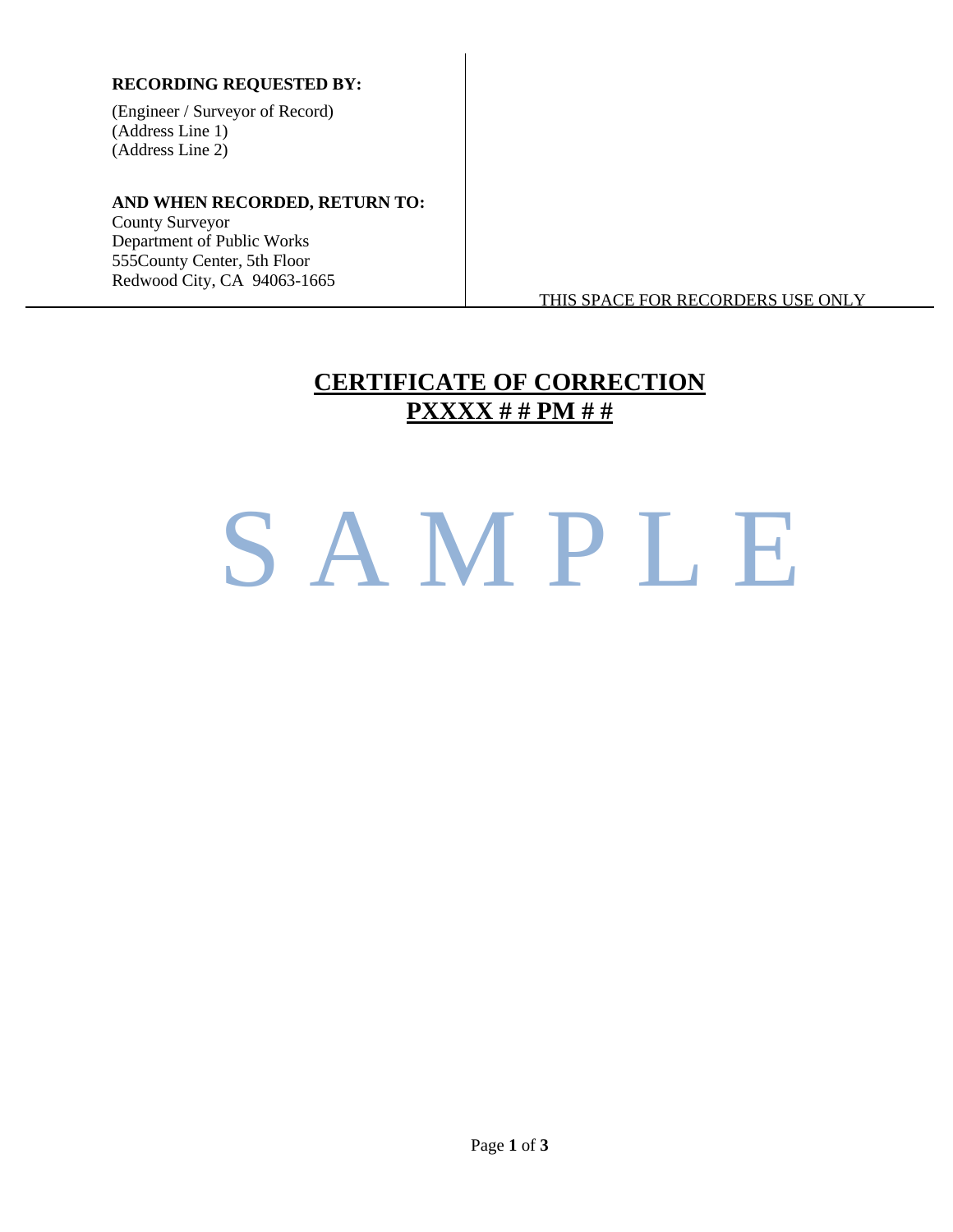**RECORDING REQUESTED BY:**

(Engineer / Surveyor of Record)
(Address Line 1)
(Address Line 2)

**AND WHEN RECORDED, RETURN TO:**
County Surveyor
Department of Public Works
555County Center, 5th Floor
Redwood City, CA 94063-1665

THIS SPACE FOR RECORDERS USE ONLY

# CERTIFICATE OF CORRECTION
## PXXXX # # PM # #

SAMPLE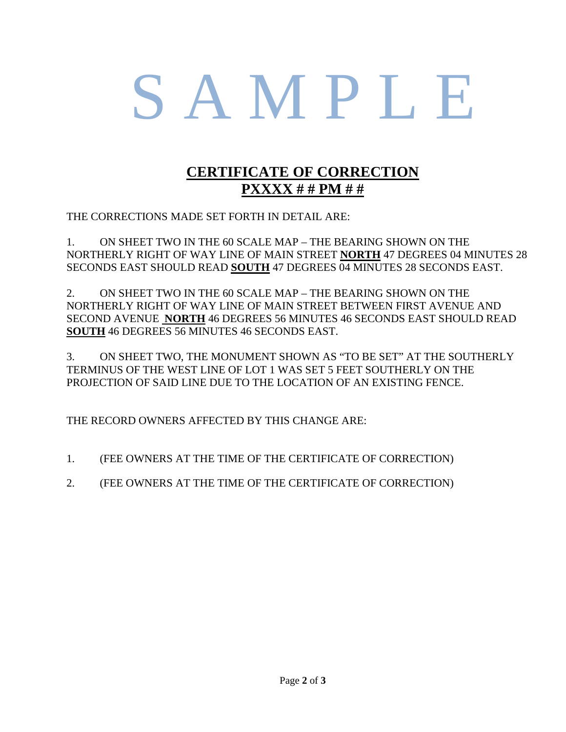# S A M P L E

## **CERTIFICATE OF CORRECTION**
## **PXXXX # # PM # #**

THE CORRECTIONS MADE SET FORTH IN DETAIL ARE:

1. ON SHEET TWO IN THE 60 SCALE MAP – THE BEARING SHOWN ON THE NORTHERLY RIGHT OF WAY LINE OF MAIN STREET **NORTH** 47 DEGREES 04 MINUTES 28 SECONDS EAST SHOULD READ **SOUTH** 47 DEGREES 04 MINUTES 28 SECONDS EAST.

2. ON SHEET TWO IN THE 60 SCALE MAP – THE BEARING SHOWN ON THE NORTHERLY RIGHT OF WAY LINE OF MAIN STREET BETWEEN FIRST AVENUE AND SECOND AVENUE **NORTH** 46 DEGREES 56 MINUTES 46 SECONDS EAST SHOULD READ **SOUTH** 46 DEGREES 56 MINUTES 46 SECONDS EAST.

3. ON SHEET TWO, THE MONUMENT SHOWN AS "TO BE SET" AT THE SOUTHERLY TERMINUS OF THE WEST LINE OF LOT 1 WAS SET 5 FEET SOUTHERLY ON THE PROJECTION OF SAID LINE DUE TO THE LOCATION OF AN EXISTING FENCE.

THE RECORD OWNERS AFFECTED BY THIS CHANGE ARE:

1. (FEE OWNERS AT THE TIME OF THE CERTIFICATE OF CORRECTION)

2. (FEE OWNERS AT THE TIME OF THE CERTIFICATE OF CORRECTION)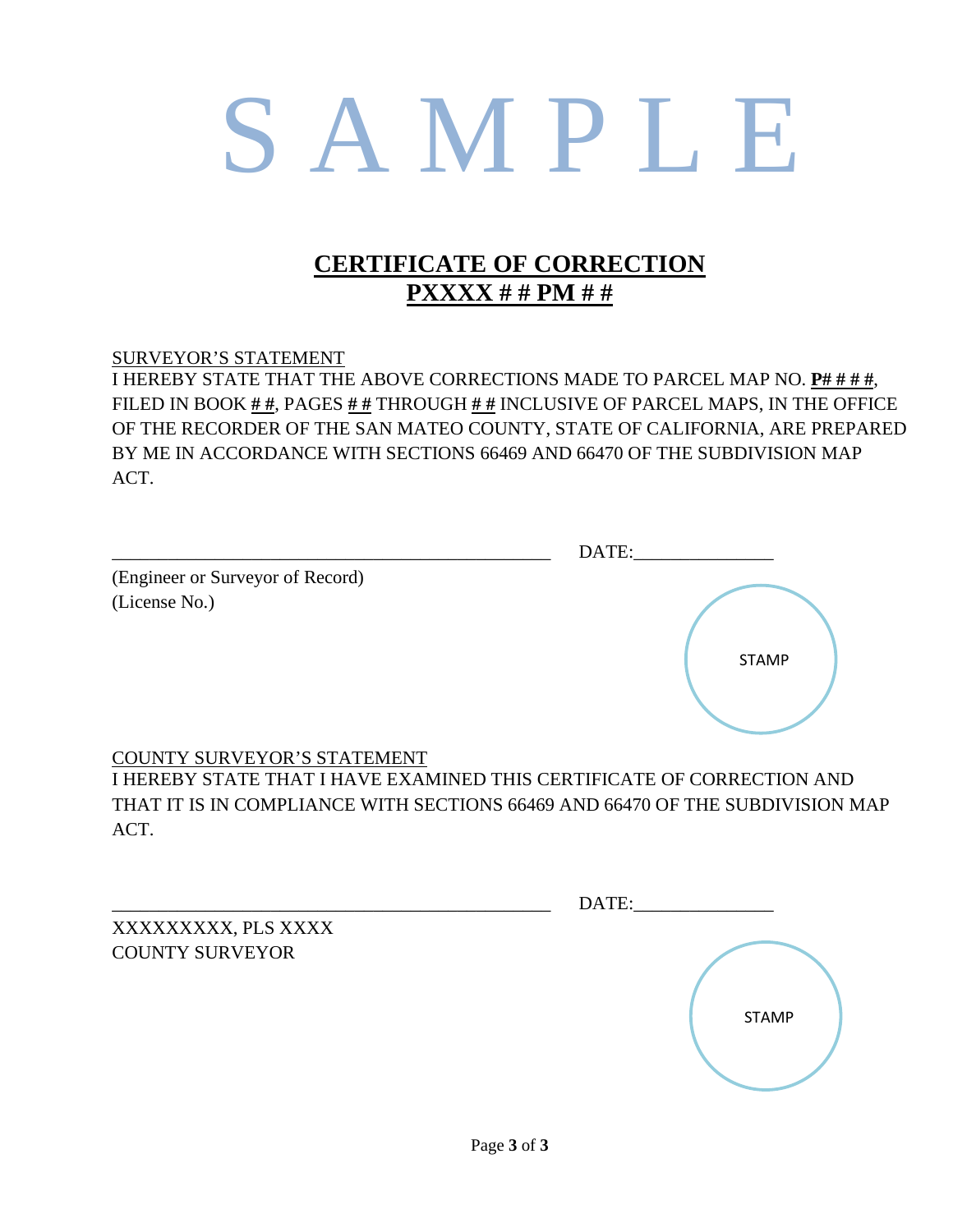# S A M P L E

## **CERTIFICATE OF CORRECTION**
## **PXXXX # # PM # #**

SURVEYOR'S STATEMENT

I HEREBY STATE THAT THE ABOVE CORRECTIONS MADE TO PARCEL MAP NO. **P# # # #**, FILED IN BOOK **# #**, PAGES **# #** THROUGH **# #** INCLUSIVE OF PARCEL MAPS, IN THE OFFICE OF THE RECORDER OF THE SAN MATEO COUNTY, STATE OF CALIFORNIA, ARE PREPARED BY ME IN ACCORDANCE WITH SECTIONS 66469 AND 66470 OF THE SUBDIVISION MAP ACT.

______________________________________________ DATE:_______________

(Engineer or Surveyor of Record)
(License No.)

STAMP

COUNTY SURVEYOR'S STATEMENT

I HEREBY STATE THAT I HAVE EXAMINED THIS CERTIFICATE OF CORRECTION AND THAT IT IS IN COMPLIANCE WITH SECTIONS 66469 AND 66470 OF THE SUBDIVISION MAP ACT.

______________________________________________ DATE:_______________

XXXXXXXXX, PLS XXXX
COUNTY SURVEYOR

STAMP